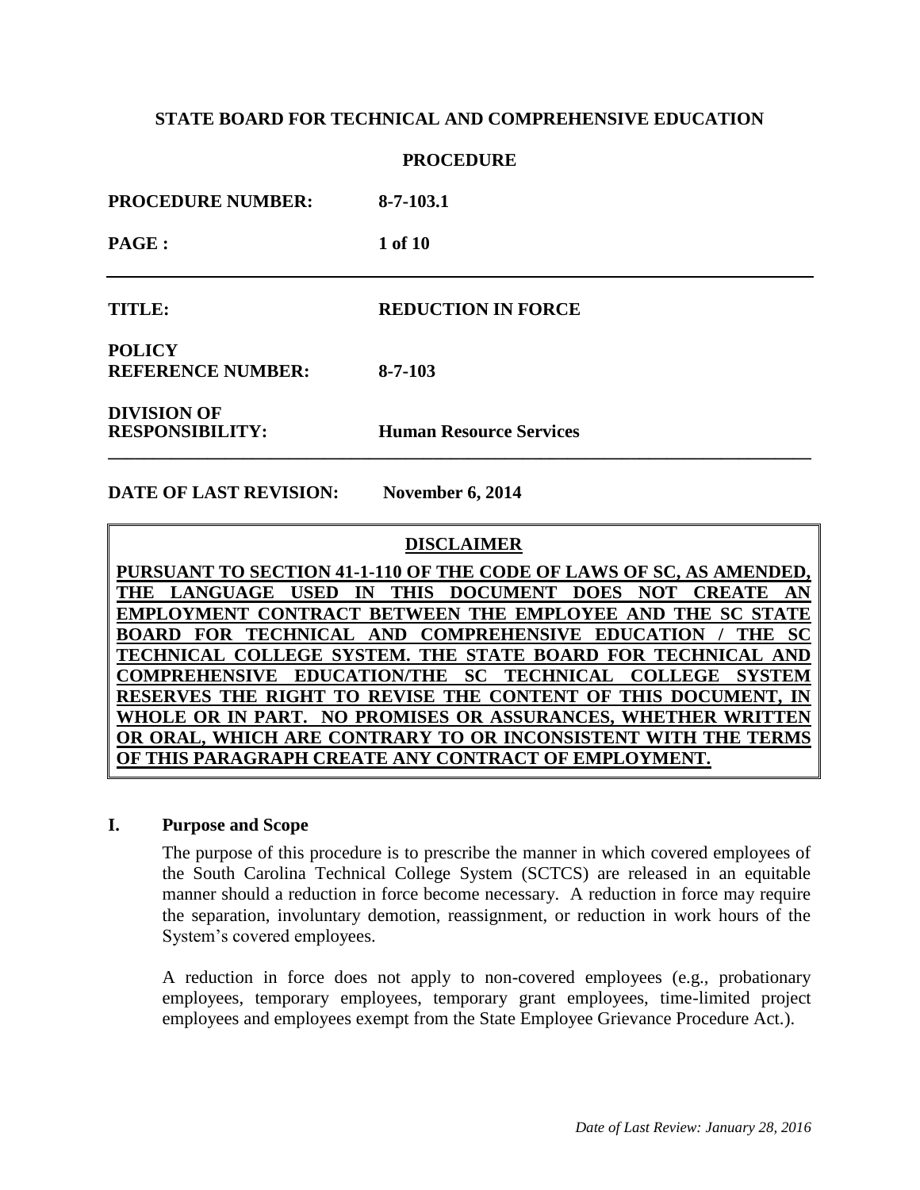**STATE BOARD FOR TECHNICAL AND COMPREHENSIVE EDUCATION**

**PROCEDURE**

| | |
|---|---|
| **PROCEDURE NUMBER:** | **8-7-103.1** |
| **PAGE :** | **1 of 10** |
| **TITLE:** | **REDUCTION IN FORCE** |
| **POLICY REFERENCE NUMBER:** | **8-7-103** |
| **DIVISION OF RESPONSIBILITY:** | **Human Resource Services** |

**DATE OF LAST REVISION:** **November 6, 2014**

**DISCLAIMER**

**PURSUANT TO SECTION 41-1-110 OF THE CODE OF LAWS OF SC, AS AMENDED, THE LANGUAGE USED IN THIS DOCUMENT DOES NOT CREATE AN EMPLOYMENT CONTRACT BETWEEN THE EMPLOYEE AND THE SC STATE BOARD FOR TECHNICAL AND COMPREHENSIVE EDUCATION / THE SC TECHNICAL COLLEGE SYSTEM. THE STATE BOARD FOR TECHNICAL AND COMPREHENSIVE EDUCATION/THE SC TECHNICAL COLLEGE SYSTEM RESERVES THE RIGHT TO REVISE THE CONTENT OF THIS DOCUMENT, IN WHOLE OR IN PART. NO PROMISES OR ASSURANCES, WHETHER WRITTEN OR ORAL, WHICH ARE CONTRARY TO OR INCONSISTENT WITH THE TERMS OF THIS PARAGRAPH CREATE ANY CONTRACT OF EMPLOYMENT.**

## I. Purpose and Scope

The purpose of this procedure is to prescribe the manner in which covered employees of the South Carolina Technical College System (SCTCS) are released in an equitable manner should a reduction in force become necessary. A reduction in force may require the separation, involuntary demotion, reassignment, or reduction in work hours of the System's covered employees.

A reduction in force does not apply to non-covered employees (e.g., probationary employees, temporary employees, temporary grant employees, time-limited project employees and employees exempt from the State Employee Grievance Procedure Act.).

*Date of Last Review: January 28, 2016*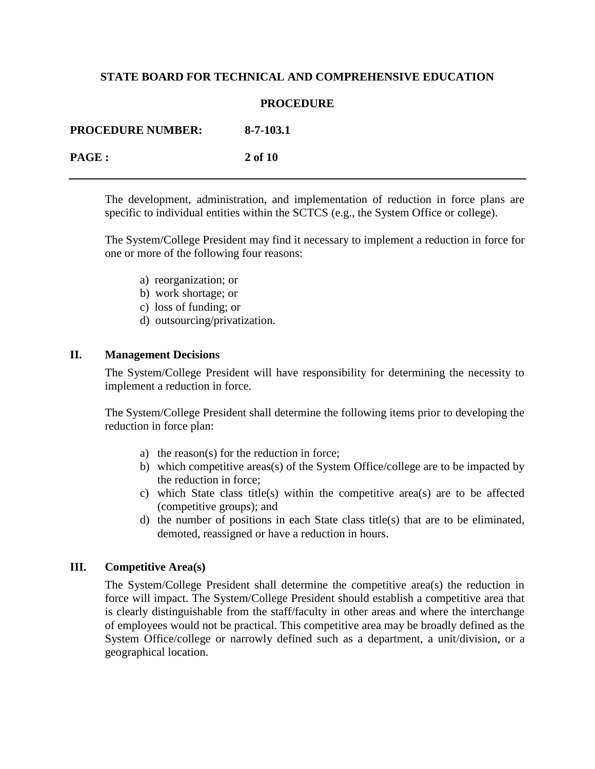The development, administration, and implementation of reduction in force plans are specific to individual entities within the SCTCS (e.g., the System Office or college).

The System/College President may find it necessary to implement a reduction in force for one or more of the following four reasons:

a) reorganization; or
b) work shortage; or
c) loss of funding; or
d) outsourcing/privatization.

## II. Management Decisions

The System/College President will have responsibility for determining the necessity to implement a reduction in force.

The System/College President shall determine the following items prior to developing the reduction in force plan:

a) the reason(s) for the reduction in force;
b) which competitive areas(s) of the System Office/college are to be impacted by the reduction in force;
c) which State class title(s) within the competitive area(s) are to be affected (competitive groups); and
d) the number of positions in each State class title(s) that are to be eliminated, demoted, reassigned or have a reduction in hours.

## III. Competitive Area(s)

The System/College President shall determine the competitive area(s) the reduction in force will impact. The System/College President should establish a competitive area that is clearly distinguishable from the staff/faculty in other areas and where the interchange of employees would not be practical. This competitive area may be broadly defined as the System Office/college or narrowly defined such as a department, a unit/division, or a geographical location.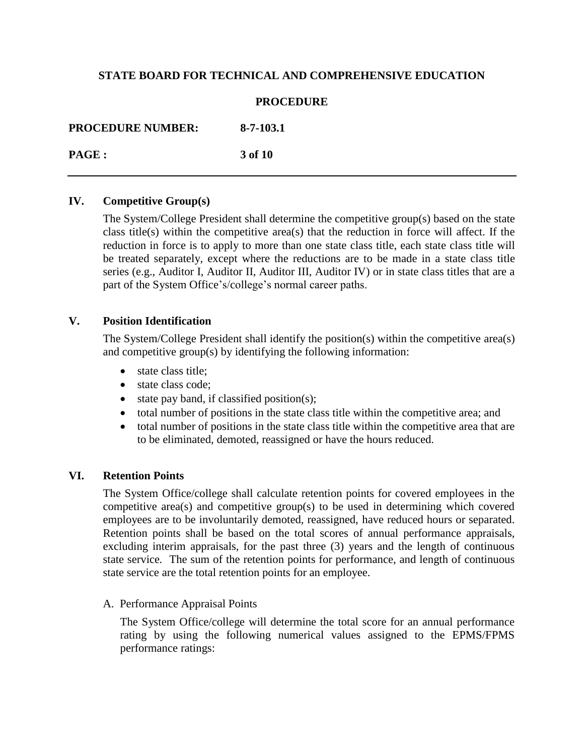## IV. Competitive Group(s)

The System/College President shall determine the competitive group(s) based on the state class title(s) within the competitive area(s) that the reduction in force will affect. If the reduction in force is to apply to more than one state class title, each state class title will be treated separately, except where the reductions are to be made in a state class title series (e.g., Auditor I, Auditor II, Auditor III, Auditor IV) or in state class titles that are a part of the System Office's/college's normal career paths.

## V. Position Identification

The System/College President shall identify the position(s) within the competitive area(s) and competitive group(s) by identifying the following information:

- state class title;
- state class code;
- state pay band, if classified position(s);
- total number of positions in the state class title within the competitive area; and
- total number of positions in the state class title within the competitive area that are to be eliminated, demoted, reassigned or have the hours reduced.

## VI. Retention Points

The System Office/college shall calculate retention points for covered employees in the competitive area(s) and competitive group(s) to be used in determining which covered employees are to be involuntarily demoted, reassigned, have reduced hours or separated. Retention points shall be based on the total scores of annual performance appraisals, excluding interim appraisals, for the past three (3) years and the length of continuous state service. The sum of the retention points for performance, and length of continuous state service are the total retention points for an employee.

A. Performance Appraisal Points

The System Office/college will determine the total score for an annual performance rating by using the following numerical values assigned to the EPMS/FPMS performance ratings: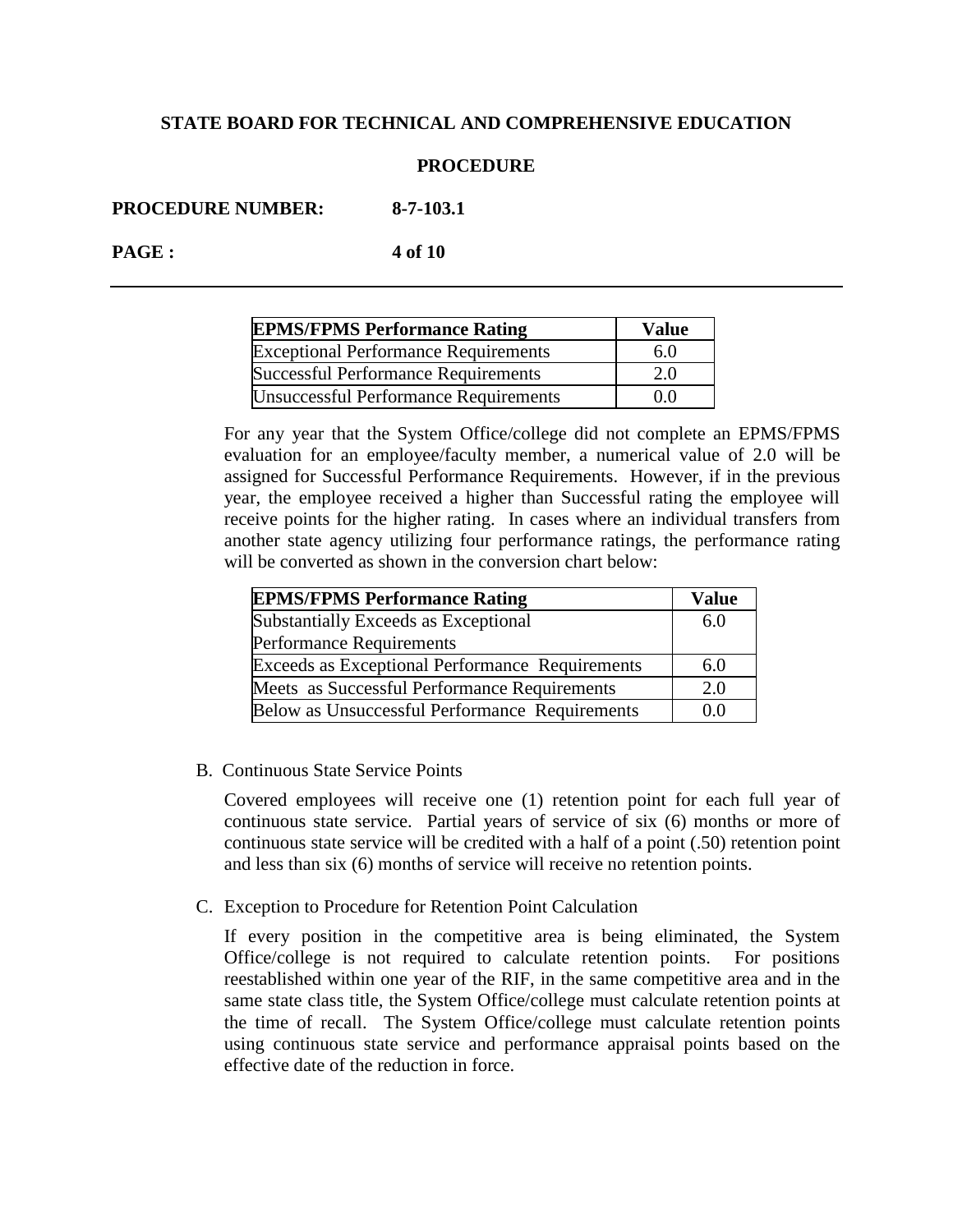| EPMS/FPMS Performance Rating | Value |
|---|---|
| Exceptional Performance Requirements | 6.0 |
| Successful Performance Requirements | 2.0 |
| Unsuccessful Performance Requirements | 0.0 |

For any year that the System Office/college did not complete an EPMS/FPMS evaluation for an employee/faculty member, a numerical value of 2.0 will be assigned for Successful Performance Requirements. However, if in the previous year, the employee received a higher than Successful rating the employee will receive points for the higher rating. In cases where an individual transfers from another state agency utilizing four performance ratings, the performance rating will be converted as shown in the conversion chart below:

| EPMS/FPMS Performance Rating | Value |
|---|---|
| Substantially Exceeds as Exceptional Performance Requirements | 6.0 |
| Exceeds as Exceptional Performance Requirements | 6.0 |
| Meets as Successful Performance Requirements | 2.0 |
| Below as Unsuccessful Performance Requirements | 0.0 |

B. Continuous State Service Points

Covered employees will receive one (1) retention point for each full year of continuous state service. Partial years of service of six (6) months or more of continuous state service will be credited with a half of a point (.50) retention point and less than six (6) months of service will receive no retention points.

C. Exception to Procedure for Retention Point Calculation

If every position in the competitive area is being eliminated, the System Office/college is not required to calculate retention points. For positions reestablished within one year of the RIF, in the same competitive area and in the same state class title, the System Office/college must calculate retention points at the time of recall. The System Office/college must calculate retention points using continuous state service and performance appraisal points based on the effective date of the reduction in force.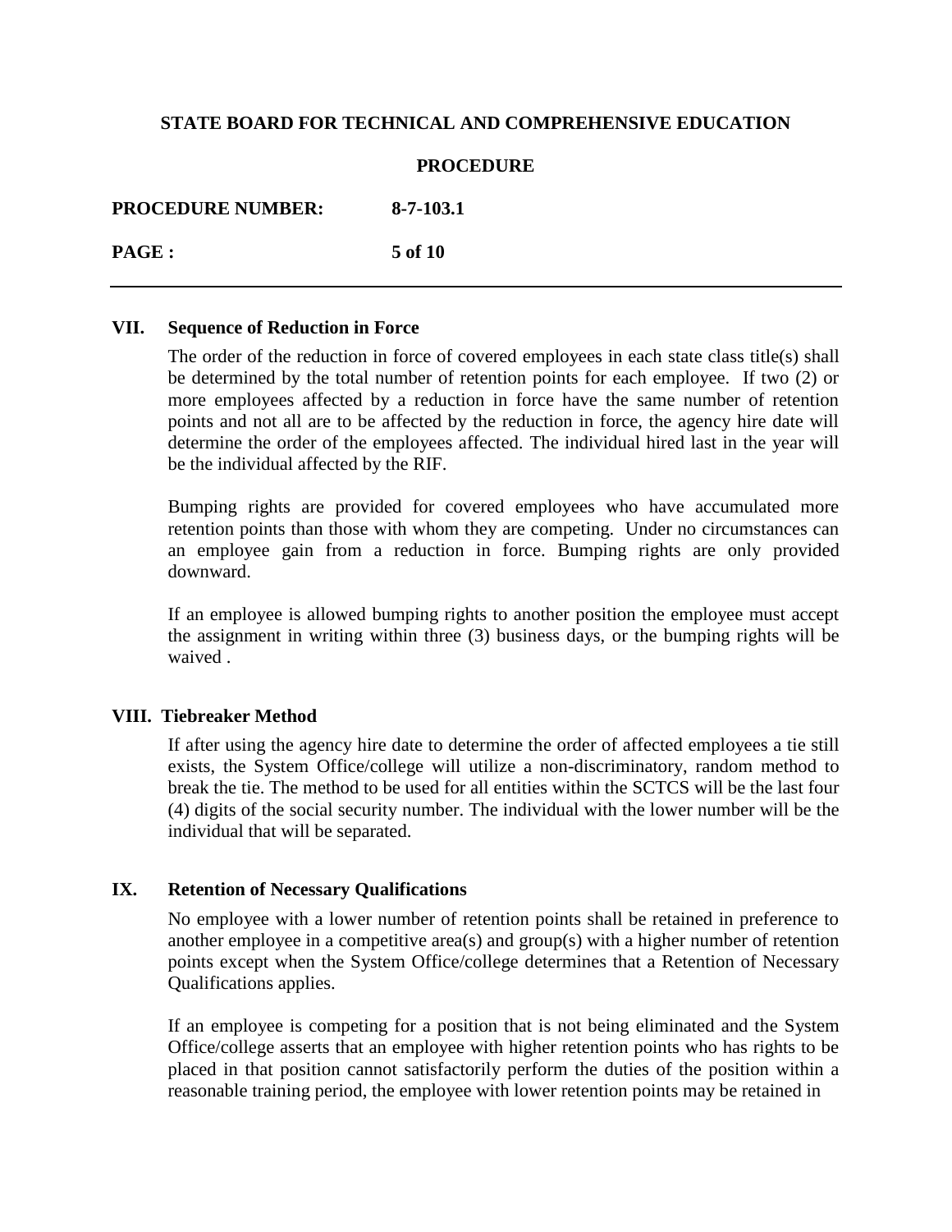## VII. Sequence of Reduction in Force

The order of the reduction in force of covered employees in each state class title(s) shall be determined by the total number of retention points for each employee. If two (2) or more employees affected by a reduction in force have the same number of retention points and not all are to be affected by the reduction in force, the agency hire date will determine the order of the employees affected. The individual hired last in the year will be the individual affected by the RIF.

Bumping rights are provided for covered employees who have accumulated more retention points than those with whom they are competing. Under no circumstances can an employee gain from a reduction in force. Bumping rights are only provided downward.

If an employee is allowed bumping rights to another position the employee must accept the assignment in writing within three (3) business days, or the bumping rights will be waived .

## VIII. Tiebreaker Method

If after using the agency hire date to determine the order of affected employees a tie still exists, the System Office/college will utilize a non-discriminatory, random method to break the tie. The method to be used for all entities within the SCTCS will be the last four (4) digits of the social security number. The individual with the lower number will be the individual that will be separated.

## IX. Retention of Necessary Qualifications

No employee with a lower number of retention points shall be retained in preference to another employee in a competitive area(s) and group(s) with a higher number of retention points except when the System Office/college determines that a Retention of Necessary Qualifications applies.

If an employee is competing for a position that is not being eliminated and the System Office/college asserts that an employee with higher retention points who has rights to be placed in that position cannot satisfactorily perform the duties of the position within a reasonable training period, the employee with lower retention points may be retained in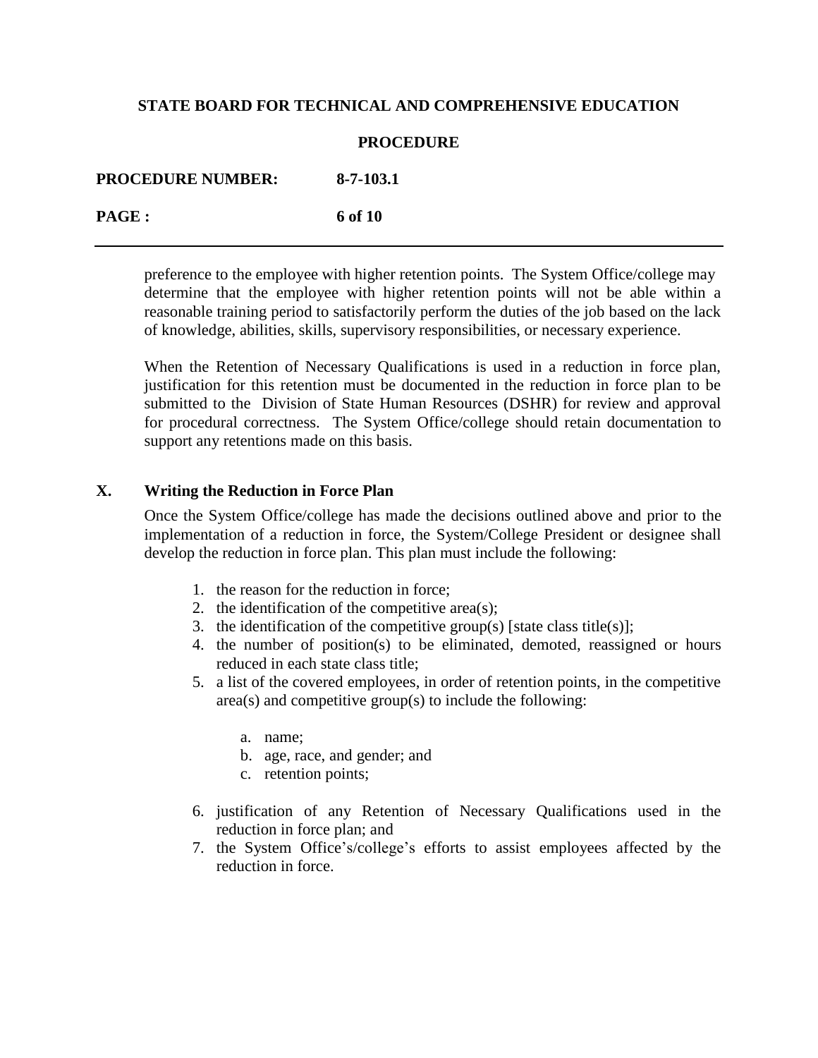preference to the employee with higher retention points. The System Office/college may determine that the employee with higher retention points will not be able within a reasonable training period to satisfactorily perform the duties of the job based on the lack of knowledge, abilities, skills, supervisory responsibilities, or necessary experience.

When the Retention of Necessary Qualifications is used in a reduction in force plan, justification for this retention must be documented in the reduction in force plan to be submitted to the Division of State Human Resources (DSHR) for review and approval for procedural correctness. The System Office/college should retain documentation to support any retentions made on this basis.

## X. Writing the Reduction in Force Plan

Once the System Office/college has made the decisions outlined above and prior to the implementation of a reduction in force, the System/College President or designee shall develop the reduction in force plan. This plan must include the following:

1. the reason for the reduction in force;
2. the identification of the competitive area(s);
3. the identification of the competitive group(s) [state class title(s)];
4. the number of position(s) to be eliminated, demoted, reassigned or hours reduced in each state class title;
5. a list of the covered employees, in order of retention points, in the competitive area(s) and competitive group(s) to include the following:
   a. name;
   b. age, race, and gender; and
   c. retention points;
6. justification of any Retention of Necessary Qualifications used in the reduction in force plan; and
7. the System Office's/college's efforts to assist employees affected by the reduction in force.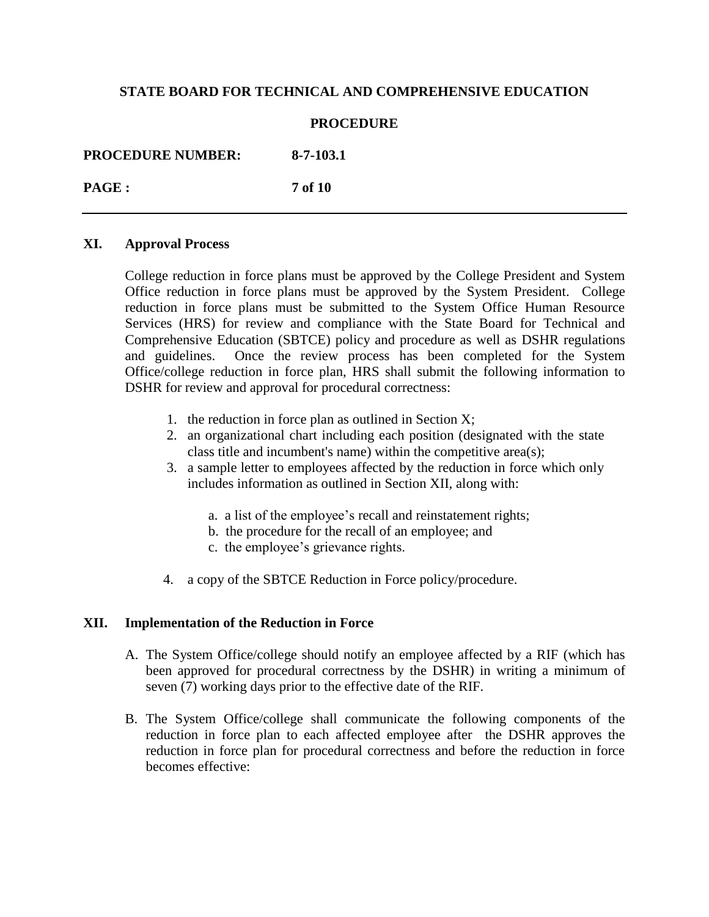## XI. Approval Process

College reduction in force plans must be approved by the College President and System Office reduction in force plans must be approved by the System President. College reduction in force plans must be submitted to the System Office Human Resource Services (HRS) for review and compliance with the State Board for Technical and Comprehensive Education (SBTCE) policy and procedure as well as DSHR regulations and guidelines. Once the review process has been completed for the System Office/college reduction in force plan, HRS shall submit the following information to DSHR for review and approval for procedural correctness:

1. the reduction in force plan as outlined in Section X;
2. an organizational chart including each position (designated with the state class title and incumbent's name) within the competitive area(s);
3. a sample letter to employees affected by the reduction in force which only includes information as outlined in Section XII, along with:
   a. a list of the employee's recall and reinstatement rights;
   b. the procedure for the recall of an employee; and
   c. the employee's grievance rights.
4. a copy of the SBTCE Reduction in Force policy/procedure.

## XII. Implementation of the Reduction in Force

A. The System Office/college should notify an employee affected by a RIF (which has been approved for procedural correctness by the DSHR) in writing a minimum of seven (7) working days prior to the effective date of the RIF.

B. The System Office/college shall communicate the following components of the reduction in force plan to each affected employee after the DSHR approves the reduction in force plan for procedural correctness and before the reduction in force becomes effective: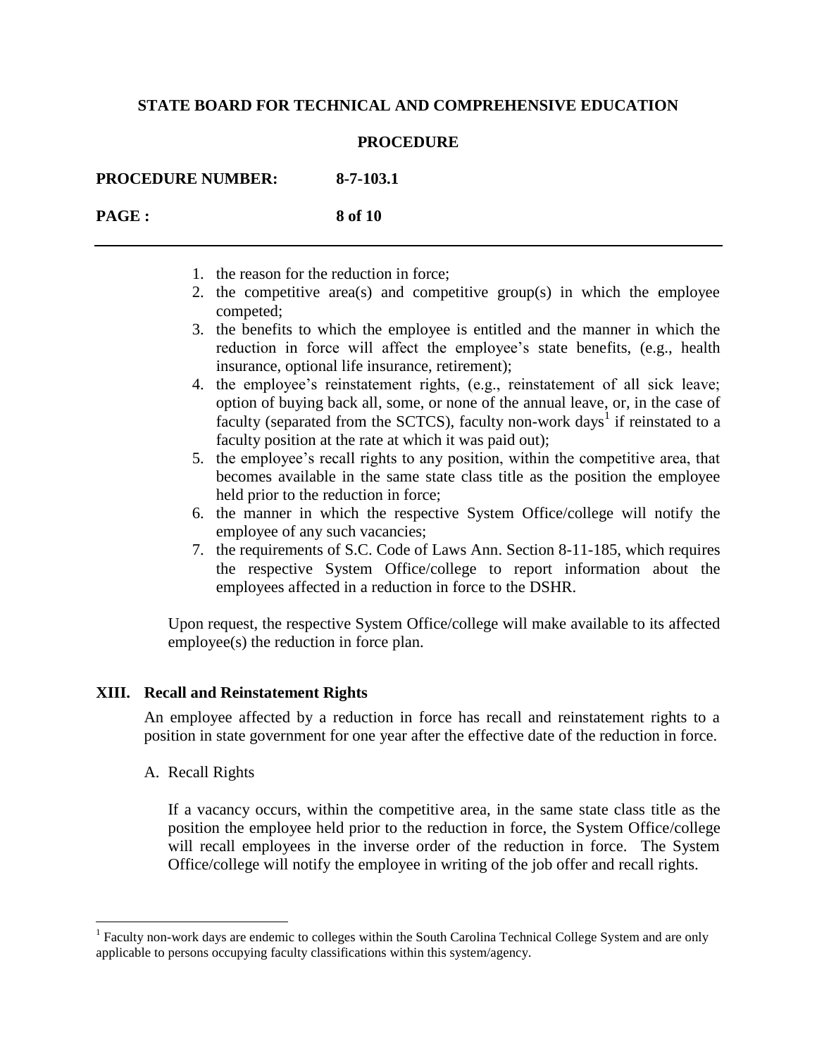1. the reason for the reduction in force;
2. the competitive area(s) and competitive group(s) in which the employee competed;
3. the benefits to which the employee is entitled and the manner in which the reduction in force will affect the employee's state benefits, (e.g., health insurance, optional life insurance, retirement);
4. the employee's reinstatement rights, (e.g., reinstatement of all sick leave; option of buying back all, some, or none of the annual leave, or, in the case of faculty (separated from the SCTCS), faculty non-work days[1] if reinstated to a faculty position at the rate at which it was paid out);
5. the employee's recall rights to any position, within the competitive area, that becomes available in the same state class title as the position the employee held prior to the reduction in force;
6. the manner in which the respective System Office/college will notify the employee of any such vacancies;
7. the requirements of S.C. Code of Laws Ann. Section 8-11-185, which requires the respective System Office/college to report information about the employees affected in a reduction in force to the DSHR.

Upon request, the respective System Office/college will make available to its affected employee(s) the reduction in force plan.

## XIII. Recall and Reinstatement Rights

An employee affected by a reduction in force has recall and reinstatement rights to a position in state government for one year after the effective date of the reduction in force.

A. Recall Rights

If a vacancy occurs, within the competitive area, in the same state class title as the position the employee held prior to the reduction in force, the System Office/college will recall employees in the inverse order of the reduction in force. The System Office/college will notify the employee in writing of the job offer and recall rights.

---

[1] Faculty non-work days are endemic to colleges within the South Carolina Technical College System and are only applicable to persons occupying faculty classifications within this system/agency.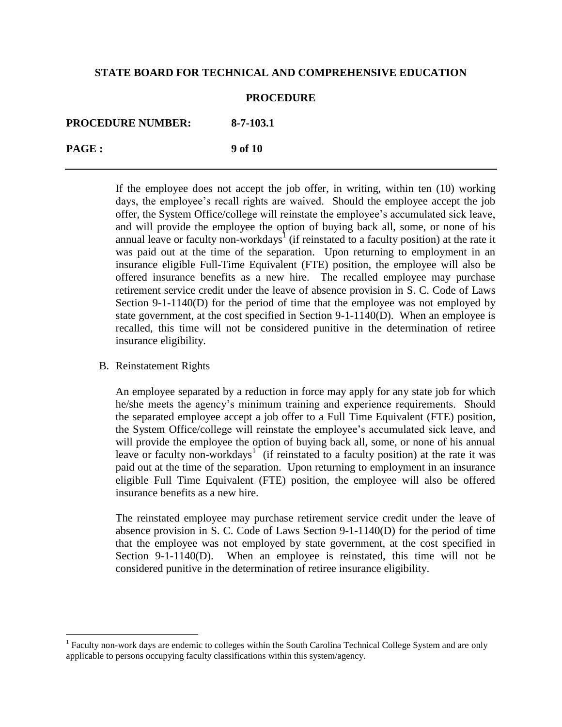If the employee does not accept the job offer, in writing, within ten (10) working days, the employee's recall rights are waived. Should the employee accept the job offer, the System Office/college will reinstate the employee's accumulated sick leave, and will provide the employee the option of buying back all, some, or none of his annual leave or faculty non-workdays[1] (if reinstated to a faculty position) at the rate it was paid out at the time of the separation. Upon returning to employment in an insurance eligible Full-Time Equivalent (FTE) position, the employee will also be offered insurance benefits as a new hire. The recalled employee may purchase retirement service credit under the leave of absence provision in S. C. Code of Laws Section 9-1-1140(D) for the period of time that the employee was not employed by state government, at the cost specified in Section 9-1-1140(D). When an employee is recalled, this time will not be considered punitive in the determination of retiree insurance eligibility.

B. Reinstatement Rights

An employee separated by a reduction in force may apply for any state job for which he/she meets the agency's minimum training and experience requirements. Should the separated employee accept a job offer to a Full Time Equivalent (FTE) position, the System Office/college will reinstate the employee's accumulated sick leave, and will provide the employee the option of buying back all, some, or none of his annual leave or faculty non-workdays[1] (if reinstated to a faculty position) at the rate it was paid out at the time of the separation. Upon returning to employment in an insurance eligible Full Time Equivalent (FTE) position, the employee will also be offered insurance benefits as a new hire.

The reinstated employee may purchase retirement service credit under the leave of absence provision in S. C. Code of Laws Section 9-1-1140(D) for the period of time that the employee was not employed by state government, at the cost specified in Section 9-1-1140(D). When an employee is reinstated, this time will not be considered punitive in the determination of retiree insurance eligibility.

---

[1] Faculty non-work days are endemic to colleges within the South Carolina Technical College System and are only applicable to persons occupying faculty classifications within this system/agency.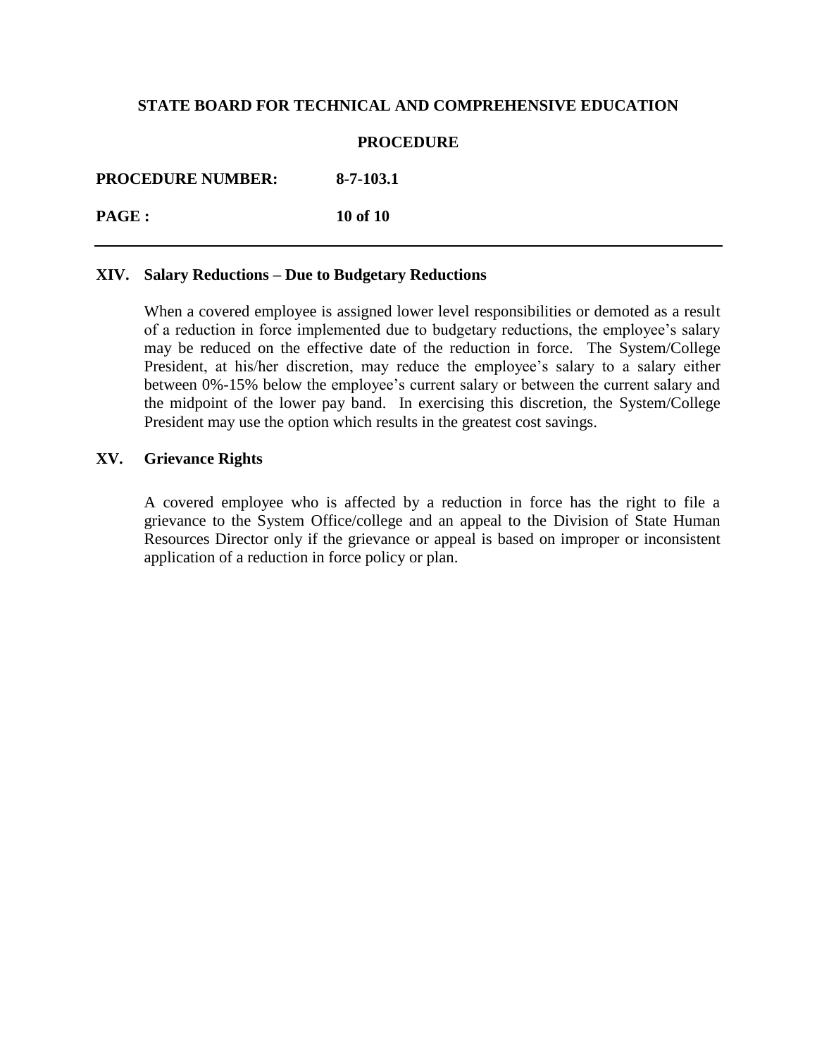## XIV. Salary Reductions – Due to Budgetary Reductions

When a covered employee is assigned lower level responsibilities or demoted as a result of a reduction in force implemented due to budgetary reductions, the employee's salary may be reduced on the effective date of the reduction in force. The System/College President, at his/her discretion, may reduce the employee's salary to a salary either between 0%-15% below the employee's current salary or between the current salary and the midpoint of the lower pay band. In exercising this discretion, the System/College President may use the option which results in the greatest cost savings.

## XV. Grievance Rights

A covered employee who is affected by a reduction in force has the right to file a grievance to the System Office/college and an appeal to the Division of State Human Resources Director only if the grievance or appeal is based on improper or inconsistent application of a reduction in force policy or plan.